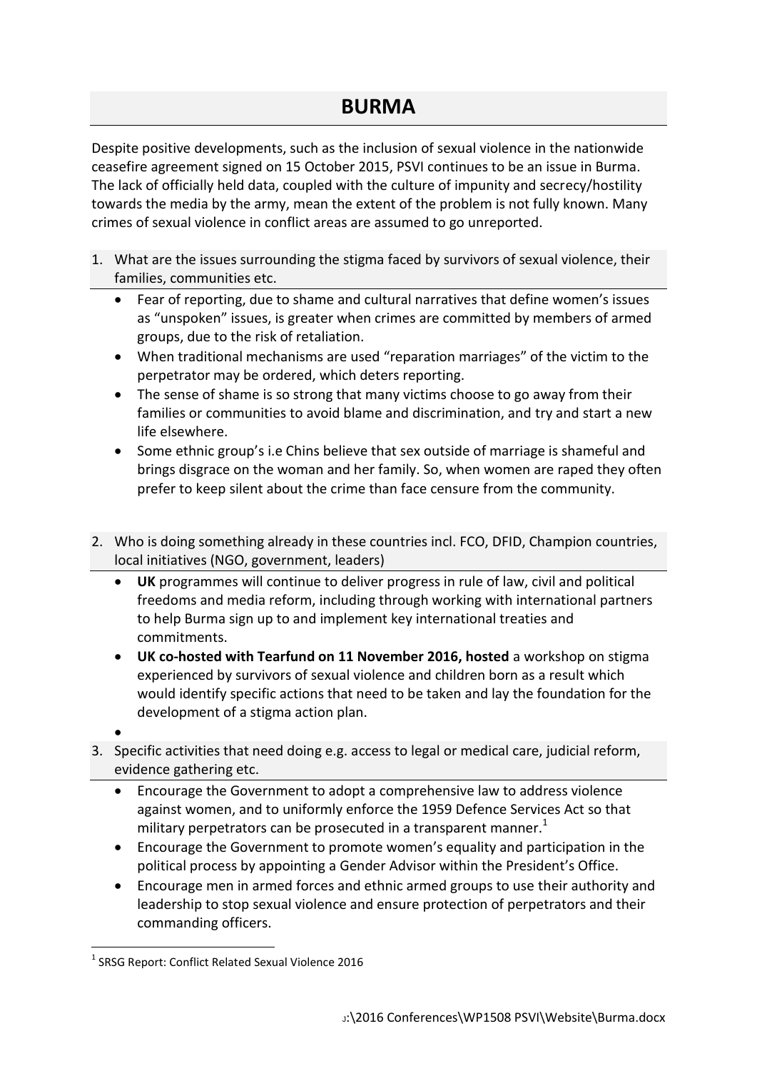# BURMA

Despite positive developments, such as the inclusion of sexual violence in the nationwide ceasefire agreement signed on 15 October 2015, PSVI continues to be an issue in Burma. The lack of officially held data, coupled with the culture of impunity and secrecy/hostility towards the media by the army, mean the extent of the problem is not fully known. Many crimes of sexual violence in conflict areas are assumed to go unreported.

1. What are the issues surrounding the stigma faced by survivors of sexual violence, their families, communities etc.
   - Fear of reporting, due to shame and cultural narratives that define women's issues as "unspoken" issues, is greater when crimes are committed by members of armed groups, due to the risk of retaliation.
   - When traditional mechanisms are used "reparation marriages" of the victim to the perpetrator may be ordered, which deters reporting.
   - The sense of shame is so strong that many victims choose to go away from their families or communities to avoid blame and discrimination, and try and start a new life elsewhere.
   - Some ethnic group's i.e Chins believe that sex outside of marriage is shameful and brings disgrace on the woman and her family. So, when women are raped they often prefer to keep silent about the crime than face censure from the community.

2. Who is doing something already in these countries incl. FCO, DFID, Champion countries, local initiatives (NGO, government, leaders)
   - **UK** programmes will continue to deliver progress in rule of law, civil and political freedoms and media reform, including through working with international partners to help Burma sign up to and implement key international treaties and commitments.
   - **UK co-hosted with Tearfund on 11 November 2016, hosted** a workshop on stigma experienced by survivors of sexual violence and children born as a result which would identify specific actions that need to be taken and lay the foundation for the development of a stigma action plan.
   - 

3. Specific activities that need doing e.g. access to legal or medical care, judicial reform, evidence gathering etc.
   - Encourage the Government to adopt a comprehensive law to address violence against women, and to uniformly enforce the 1959 Defence Services Act so that military perpetrators can be prosecuted in a transparent manner.[1]
   - Encourage the Government to promote women's equality and participation in the political process by appointing a Gender Advisor within the President's Office.
   - Encourage men in armed forces and ethnic armed groups to use their authority and leadership to stop sexual violence and ensure protection of perpetrators and their commanding officers.

[1] SRSG Report: Conflict Related Sexual Violence 2016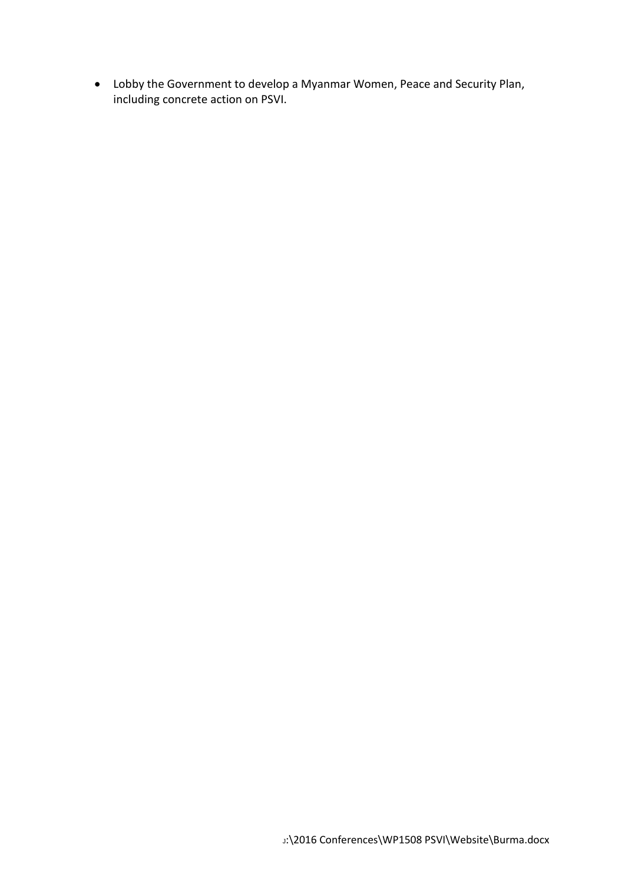- Lobby the Government to develop a Myanmar Women, Peace and Security Plan, including concrete action on PSVI.